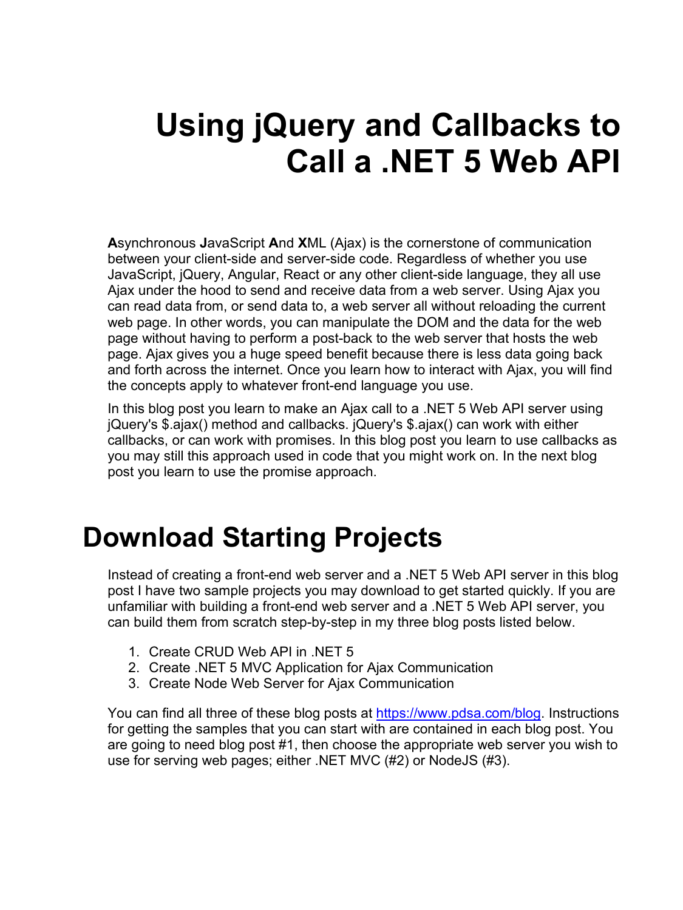# Using jQuery and Callbacks to Call a .NET 5 Web API

**A**synchronous **J**avaScript **A**nd **X**ML (Ajax) is the cornerstone of communication between your client-side and server-side code. Regardless of whether you use JavaScript, jQuery, Angular, React or any other client-side language, they all use Ajax under the hood to send and receive data from a web server. Using Ajax you can read data from, or send data to, a web server all without reloading the current web page. In other words, you can manipulate the DOM and the data for the web page without having to perform a post-back to the web server that hosts the web page. Ajax gives you a huge speed benefit because there is less data going back and forth across the internet. Once you learn how to interact with Ajax, you will find the concepts apply to whatever front-end language you use.

In this blog post you learn to make an Ajax call to a .NET 5 Web API server using jQuery's $.ajax() method and callbacks. jQuery's $.ajax() can work with either callbacks, or can work with promises. In this blog post you learn to use callbacks as you may still this approach used in code that you might work on. In the next blog post you learn to use the promise approach.

# Download Starting Projects

Instead of creating a front-end web server and a .NET 5 Web API server in this blog post I have two sample projects you may download to get started quickly. If you are unfamiliar with building a front-end web server and a .NET 5 Web API server, you can build them from scratch step-by-step in my three blog posts listed below.

1. Create CRUD Web API in .NET 5
2. Create .NET 5 MVC Application for Ajax Communication
3. Create Node Web Server for Ajax Communication

You can find all three of these blog posts at [https://www.pdsa.com/blog](https://www.pdsa.com/blog). Instructions for getting the samples that you can start with are contained in each blog post. You are going to need blog post #1, then choose the appropriate web server you wish to use for serving web pages; either .NET MVC (#2) or NodeJS (#3).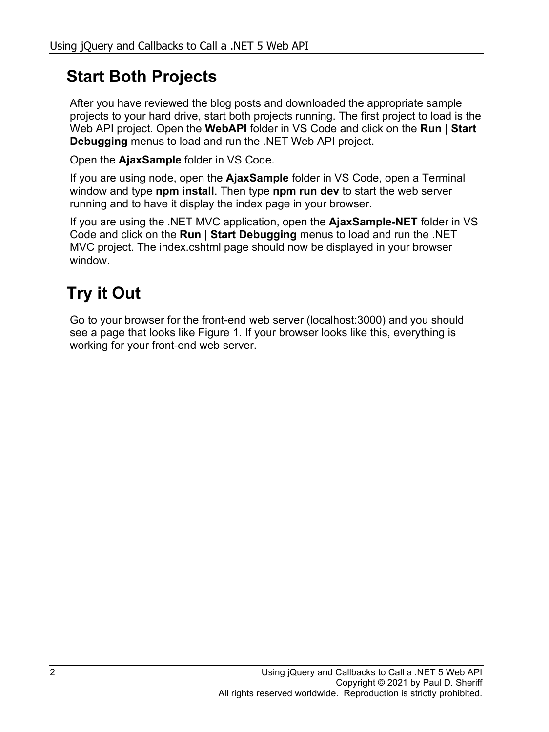## Start Both Projects

After you have reviewed the blog posts and downloaded the appropriate sample projects to your hard drive, start both projects running. The first project to load is the Web API project. Open the **WebAPI** folder in VS Code and click on the **Run | Start Debugging** menus to load and run the .NET Web API project.

Open the **AjaxSample** folder in VS Code.

If you are using node, open the **AjaxSample** folder in VS Code, open a Terminal window and type **npm install**. Then type **npm run dev** to start the web server running and to have it display the index page in your browser.

If you are using the .NET MVC application, open the **AjaxSample-NET** folder in VS Code and click on the **Run | Start Debugging** menus to load and run the .NET MVC project. The index.cshtml page should now be displayed in your browser window.

## Try it Out

Go to your browser for the front-end web server (localhost:3000) and you should see a page that looks like Figure 1. If your browser looks like this, everything is working for your front-end web server.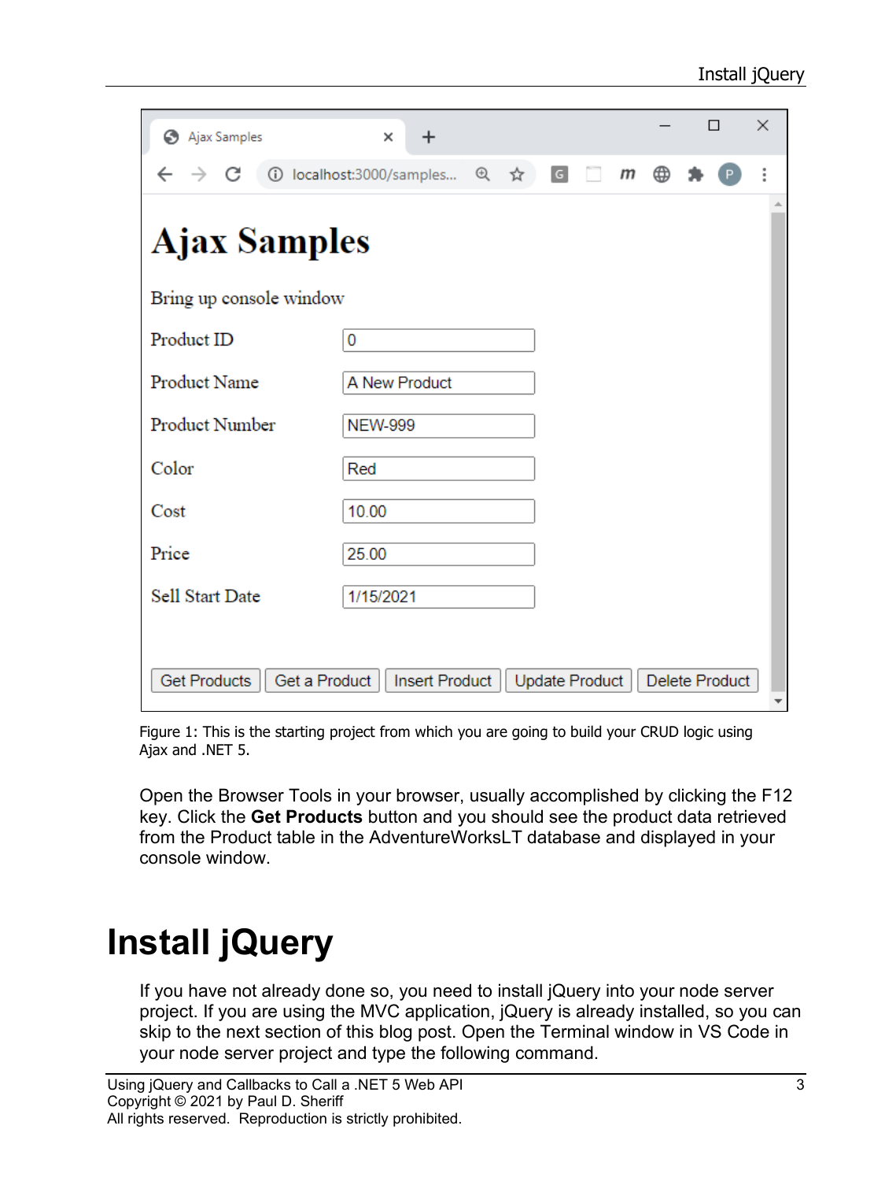Figure 1: This is the starting project from which you are going to build your CRUD logic using Ajax and .NET 5.

Open the Browser Tools in your browser, usually accomplished by clicking the F12 key. Click the **Get Products** button and you should see the product data retrieved from the Product table in the AdventureWorksLT database and displayed in your console window.

# Install jQuery

If you have not already done so, you need to install jQuery into your node server project. If you are using the MVC application, jQuery is already installed, so you can skip to the next section of this blog post. Open the Terminal window in VS Code in your node server project and type the following command.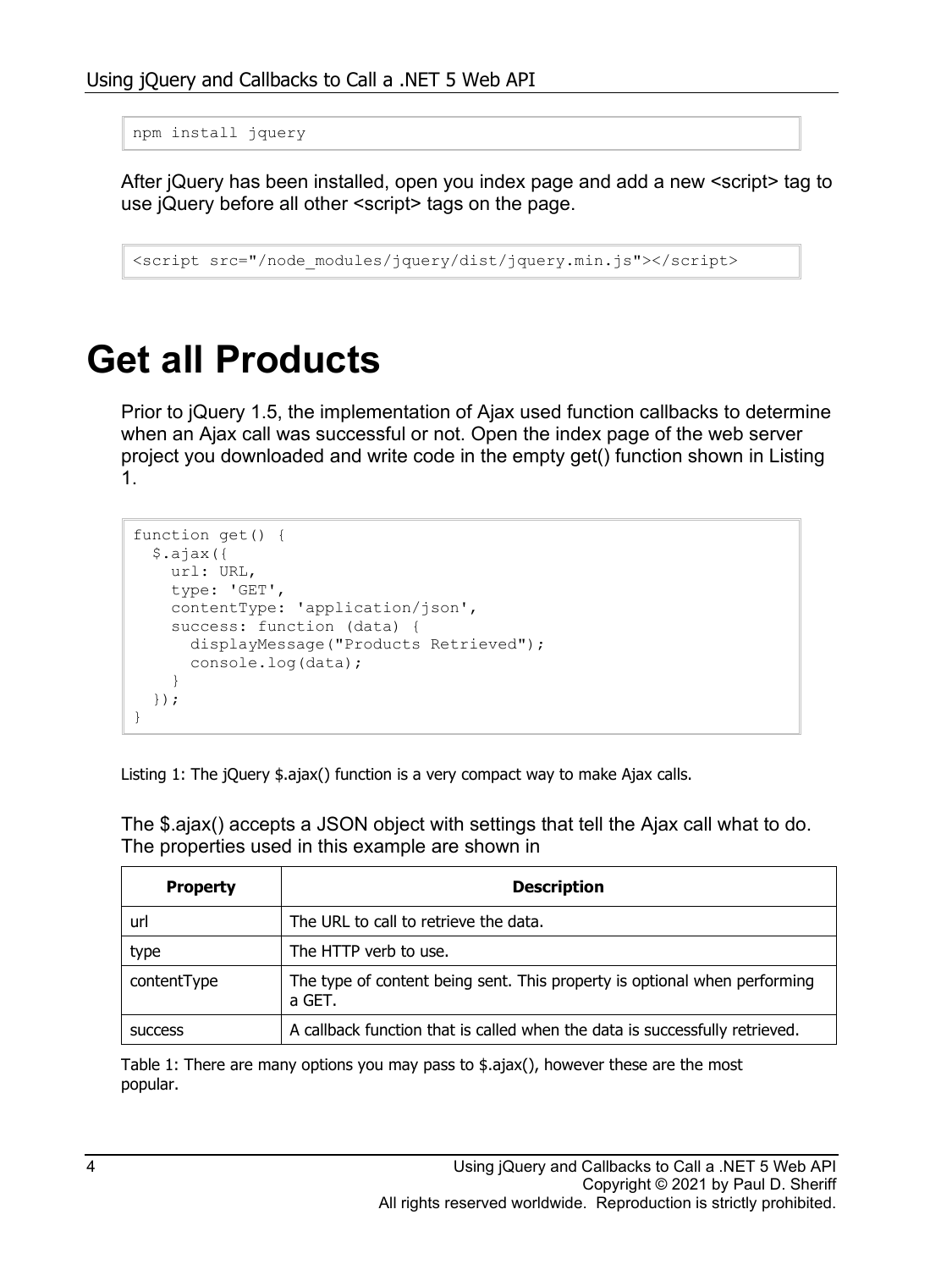```
npm install jquery
```

After jQuery has been installed, open you index page and add a new <script> tag to use jQuery before all other <script> tags on the page.

```
<script src="/node_modules/jquery/dist/jquery.min.js"></script>
```

# Get all Products

Prior to jQuery 1.5, the implementation of Ajax used function callbacks to determine when an Ajax call was successful or not. Open the index page of the web server project you downloaded and write code in the empty get() function shown in Listing 1.

```
function get() {
  $.ajax({
    url: URL,
    type: 'GET',
    contentType: 'application/json',
    success: function (data) {
      displayMessage("Products Retrieved");
      console.log(data);
    }
  });
}
```

Listing 1: The jQuery $.ajax() function is a very compact way to make Ajax calls.

The $.ajax() accepts a JSON object with settings that tell the Ajax call what to do. The properties used in this example are shown in

| Property | Description |
| --- | --- |
| url | The URL to call to retrieve the data. |
| type | The HTTP verb to use. |
| contentType | The type of content being sent. This property is optional when performing a GET. |
| success | A callback function that is called when the data is successfully retrieved. |

Table 1: There are many options you may pass to $.ajax(), however these are the most popular.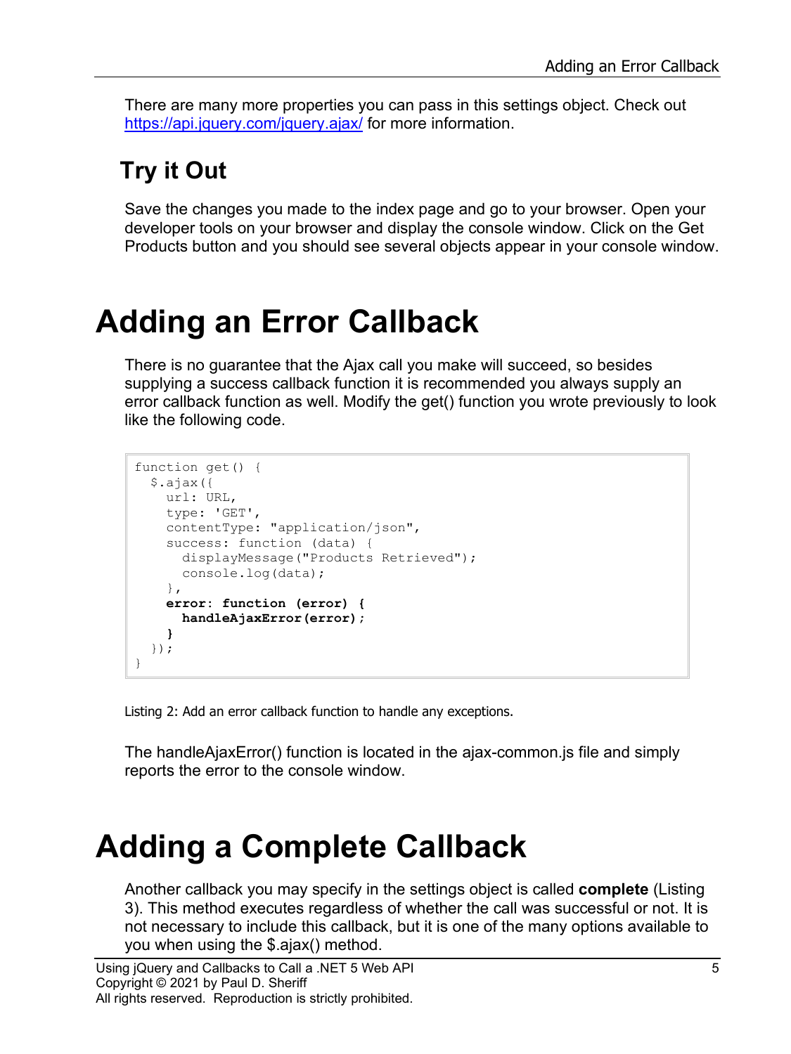There are many more properties you can pass in this settings object. Check out [https://api.jquery.com/jquery.ajax/](https://api.jquery.com/jquery.ajax/) for more information.

## Try it Out

Save the changes you made to the index page and go to your browser. Open your developer tools on your browser and display the console window. Click on the Get Products button and you should see several objects appear in your console window.

# Adding an Error Callback

There is no guarantee that the Ajax call you make will succeed, so besides supplying a success callback function it is recommended you always supply an error callback function as well. Modify the get() function you wrote previously to look like the following code.

```
function get() {
  $.ajax({
    url: URL,
    type: 'GET',
    contentType: "application/json",
    success: function (data) {
      displayMessage("Products Retrieved");
      console.log(data);
    },
    error: function (error) {
      handleAjaxError(error);
    }
  });
}
```

Listing 2: Add an error callback function to handle any exceptions.

The handleAjaxError() function is located in the ajax-common.js file and simply reports the error to the console window.

# Adding a Complete Callback

Another callback you may specify in the settings object is called **complete** (Listing 3). This method executes regardless of whether the call was successful or not. It is not necessary to include this callback, but it is one of the many options available to you when using the $.ajax() method.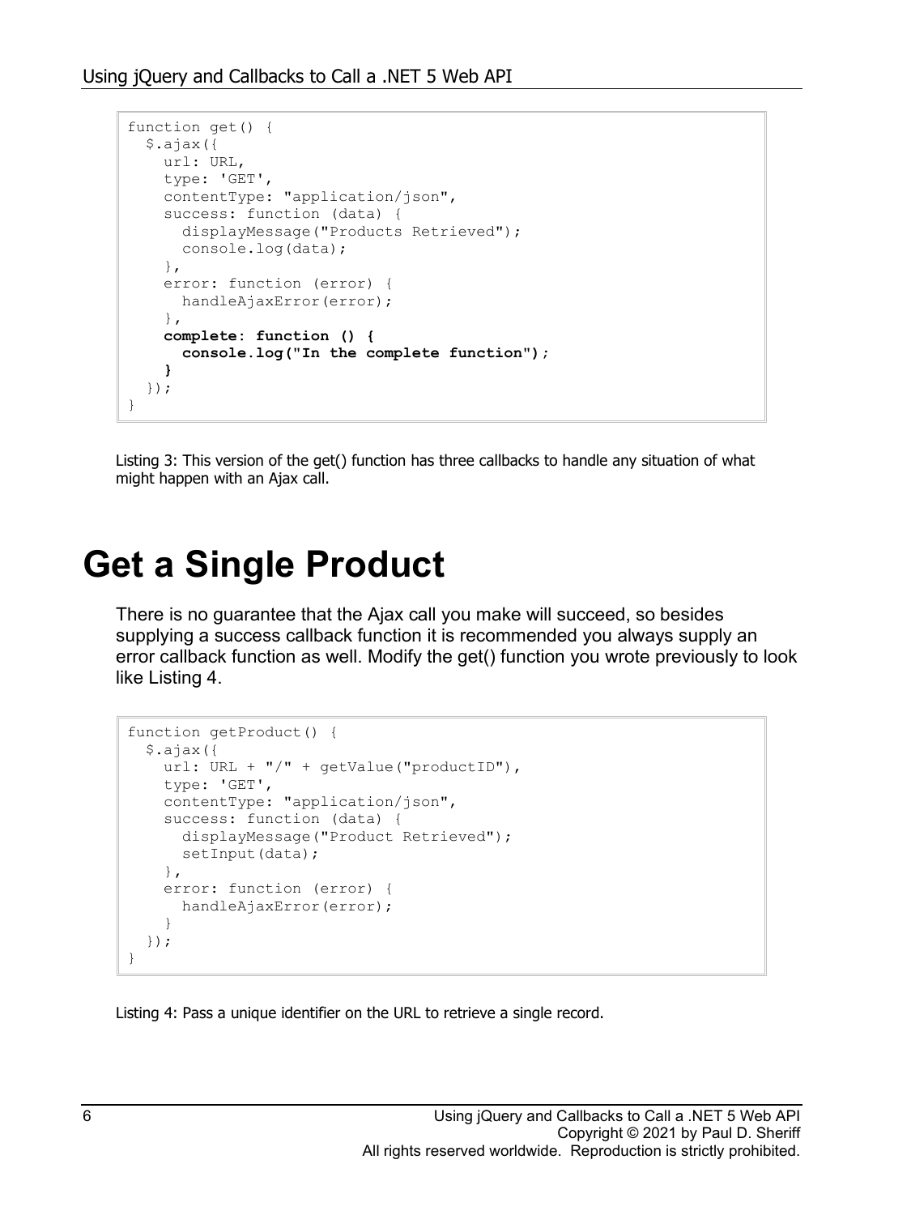```
function get() {
  $.ajax({
    url: URL,
    type: 'GET',
    contentType: "application/json",
    success: function (data) {
      displayMessage("Products Retrieved");
      console.log(data);
    },
    error: function (error) {
      handleAjaxError(error);
    },
    complete: function () {
      console.log("In the complete function");
    }
  });
}
```

Listing 3: This version of the get() function has three callbacks to handle any situation of what might happen with an Ajax call.

# Get a Single Product

There is no guarantee that the Ajax call you make will succeed, so besides supplying a success callback function it is recommended you always supply an error callback function as well. Modify the get() function you wrote previously to look like Listing 4.

```
function getProduct() {
  $.ajax({
    url: URL + "/" + getValue("productID"),
    type: 'GET',
    contentType: "application/json",
    success: function (data) {
      displayMessage("Product Retrieved");
      setInput(data);
    },
    error: function (error) {
      handleAjaxError(error);
    }
  });
}
```

Listing 4: Pass a unique identifier on the URL to retrieve a single record.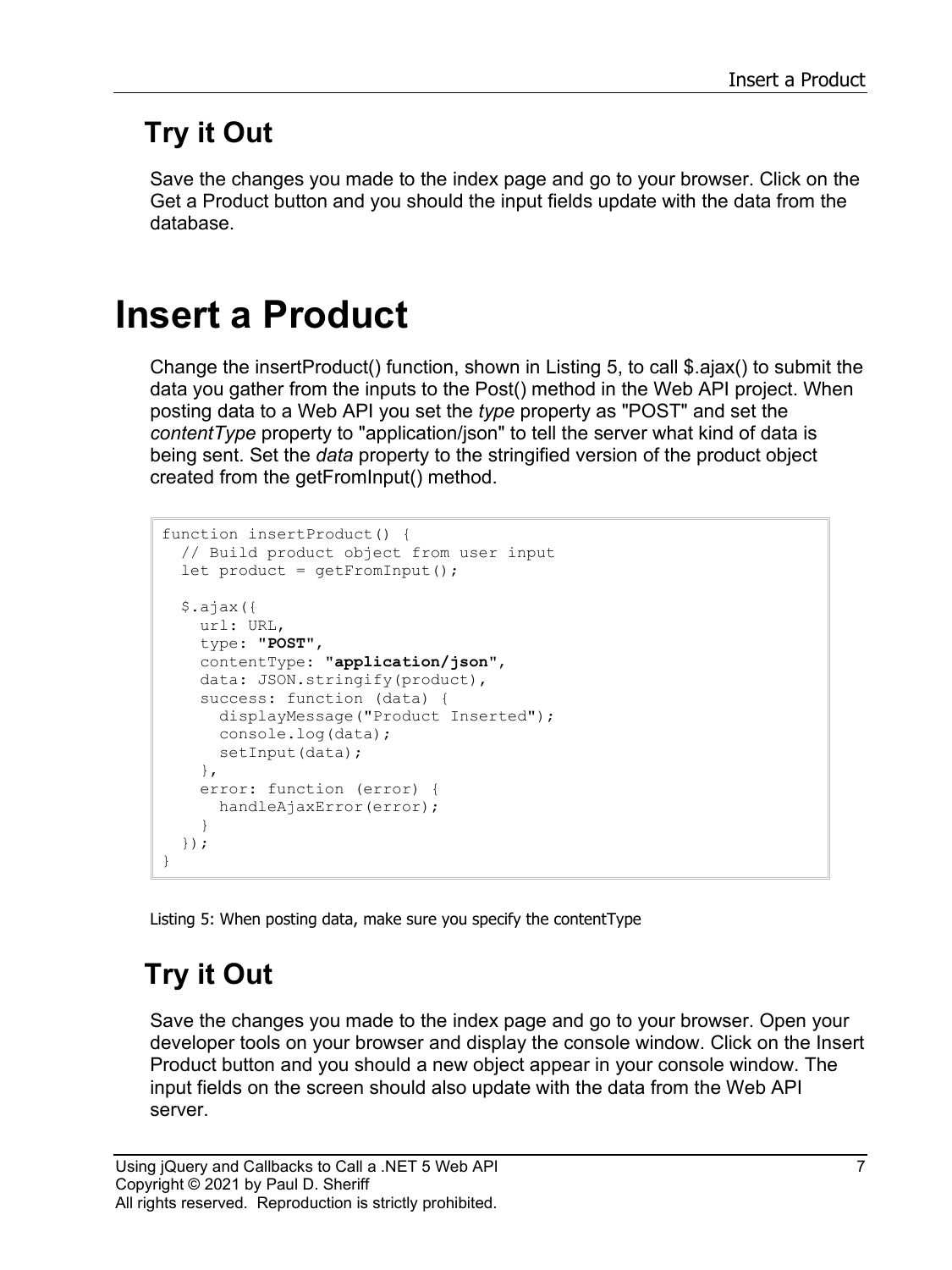## Try it Out

Save the changes you made to the index page and go to your browser. Click on the Get a Product button and you should the input fields update with the data from the database.

# Insert a Product

Change the insertProduct() function, shown in Listing 5, to call $.ajax() to submit the data you gather from the inputs to the Post() method in the Web API project. When posting data to a Web API you set the *type* property as "POST" and set the *contentType* property to "application/json" to tell the server what kind of data is being sent. Set the *data* property to the stringified version of the product object created from the getFromInput() method.

```
function insertProduct() {
  // Build product object from user input
  let product = getFromInput();

  $.ajax({
    url: URL,
    type: "POST",
    contentType: "application/json",
    data: JSON.stringify(product),
    success: function (data) {
      displayMessage("Product Inserted");
      console.log(data);
      setInput(data);
    },
    error: function (error) {
      handleAjaxError(error);
    }
  });
}
```

Listing 5: When posting data, make sure you specify the contentType

## Try it Out

Save the changes you made to the index page and go to your browser. Open your developer tools on your browser and display the console window. Click on the Insert Product button and you should a new object appear in your console window. The input fields on the screen should also update with the data from the Web API server.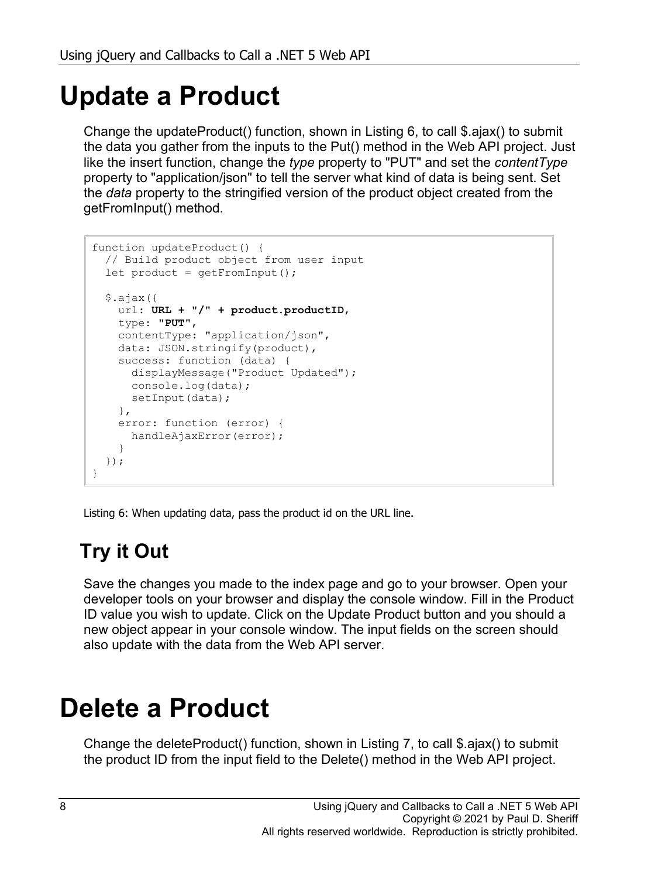# Update a Product

Change the updateProduct() function, shown in Listing 6, to call $.ajax() to submit the data you gather from the inputs to the Put() method in the Web API project. Just like the insert function, change the *type* property to "PUT" and set the *contentType* property to "application/json" to tell the server what kind of data is being sent. Set the *data* property to the stringified version of the product object created from the getFromInput() method.

```
function updateProduct() {
  // Build product object from user input
  let product = getFromInput();

  $.ajax({
    url: URL + "/" + product.productID,
    type: "PUT",
    contentType: "application/json",
    data: JSON.stringify(product),
    success: function (data) {
      displayMessage("Product Updated");
      console.log(data);
      setInput(data);
    },
    error: function (error) {
      handleAjaxError(error);
    }
  });
}
```

Listing 6: When updating data, pass the product id on the URL line.

## Try it Out

Save the changes you made to the index page and go to your browser. Open your developer tools on your browser and display the console window. Fill in the Product ID value you wish to update. Click on the Update Product button and you should a new object appear in your console window. The input fields on the screen should also update with the data from the Web API server.

# Delete a Product

Change the deleteProduct() function, shown in Listing 7, to call $.ajax() to submit the product ID from the input field to the Delete() method in the Web API project.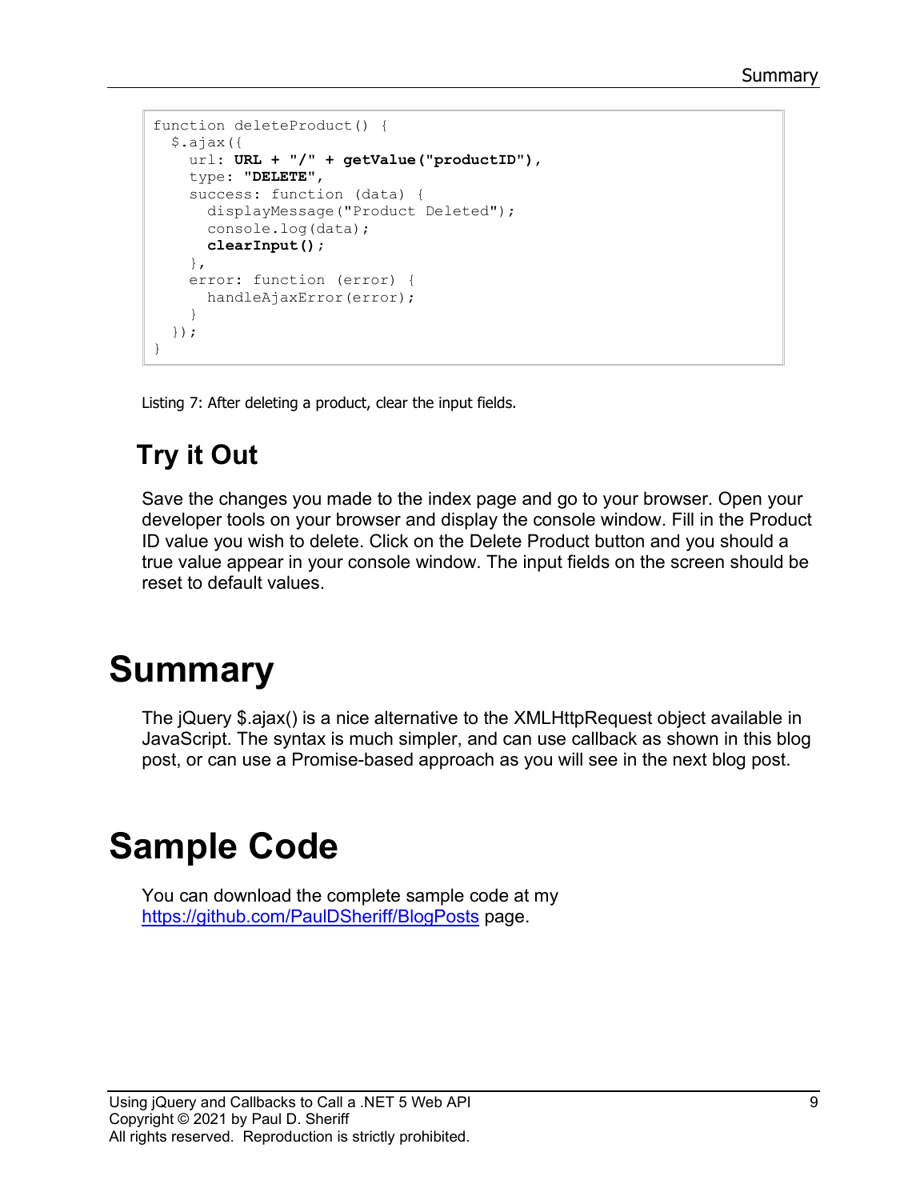```
function deleteProduct() {
  $.ajax({
    url: URL + "/" + getValue("productID"),
    type: "DELETE",
    success: function (data) {
      displayMessage("Product Deleted");
      console.log(data);
      clearInput();
    },
    error: function (error) {
      handleAjaxError(error);
    }
  });
}
```

Listing 7: After deleting a product, clear the input fields.

## Try it Out

Save the changes you made to the index page and go to your browser. Open your developer tools on your browser and display the console window. Fill in the Product ID value you wish to delete. Click on the Delete Product button and you should a true value appear in your console window. The input fields on the screen should be reset to default values.

# Summary

The jQuery $.ajax() is a nice alternative to the XMLHttpRequest object available in JavaScript. The syntax is much simpler, and can use callback as shown in this blog post, or can use a Promise-based approach as you will see in the next blog post.

# Sample Code

You can download the complete sample code at my [https://github.com/PaulDSheriff/BlogPosts](https://github.com/PaulDSheriff/BlogPosts) page.